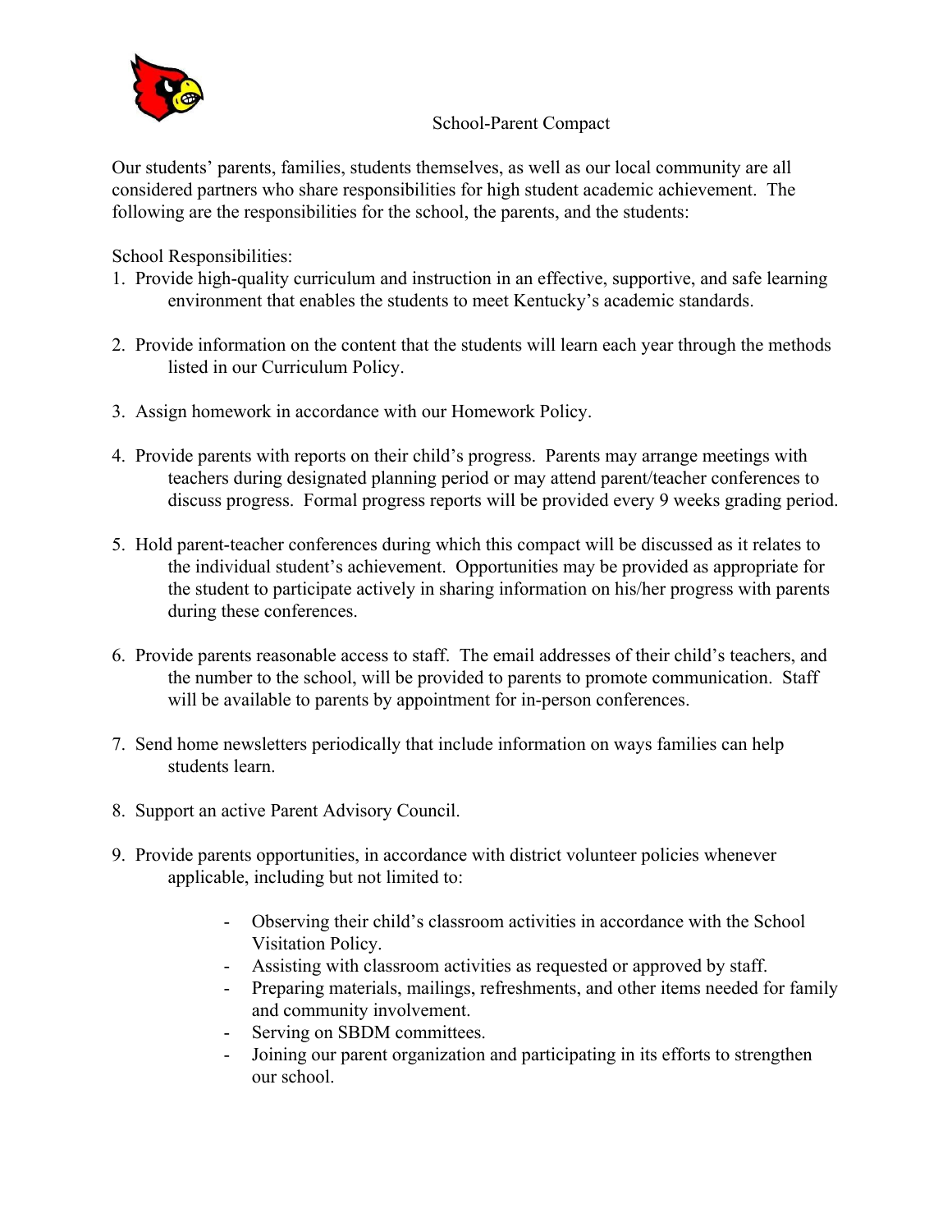# School-Parent Compact

Our students' parents, families, students themselves, as well as our local community are all considered partners who share responsibilities for high student academic achievement. The following are the responsibilities for the school, the parents, and the students:

School Responsibilities:

1. Provide high-quality curriculum and instruction in an effective, supportive, and safe learning environment that enables the students to meet Kentucky's academic standards.

2. Provide information on the content that the students will learn each year through the methods listed in our Curriculum Policy.

3. Assign homework in accordance with our Homework Policy.

4. Provide parents with reports on their child's progress. Parents may arrange meetings with teachers during designated planning period or may attend parent/teacher conferences to discuss progress. Formal progress reports will be provided every 9 weeks grading period.

5. Hold parent-teacher conferences during which this compact will be discussed as it relates to the individual student's achievement. Opportunities may be provided as appropriate for the student to participate actively in sharing information on his/her progress with parents during these conferences.

6. Provide parents reasonable access to staff. The email addresses of their child's teachers, and the number to the school, will be provided to parents to promote communication. Staff will be available to parents by appointment for in-person conferences.

7. Send home newsletters periodically that include information on ways families can help students learn.

8. Support an active Parent Advisory Council.

9. Provide parents opportunities, in accordance with district volunteer policies whenever applicable, including but not limited to:

    - Observing their child's classroom activities in accordance with the School Visitation Policy.
    - Assisting with classroom activities as requested or approved by staff.
    - Preparing materials, mailings, refreshments, and other items needed for family and community involvement.
    - Serving on SBDM committees.
    - Joining our parent organization and participating in its efforts to strengthen our school.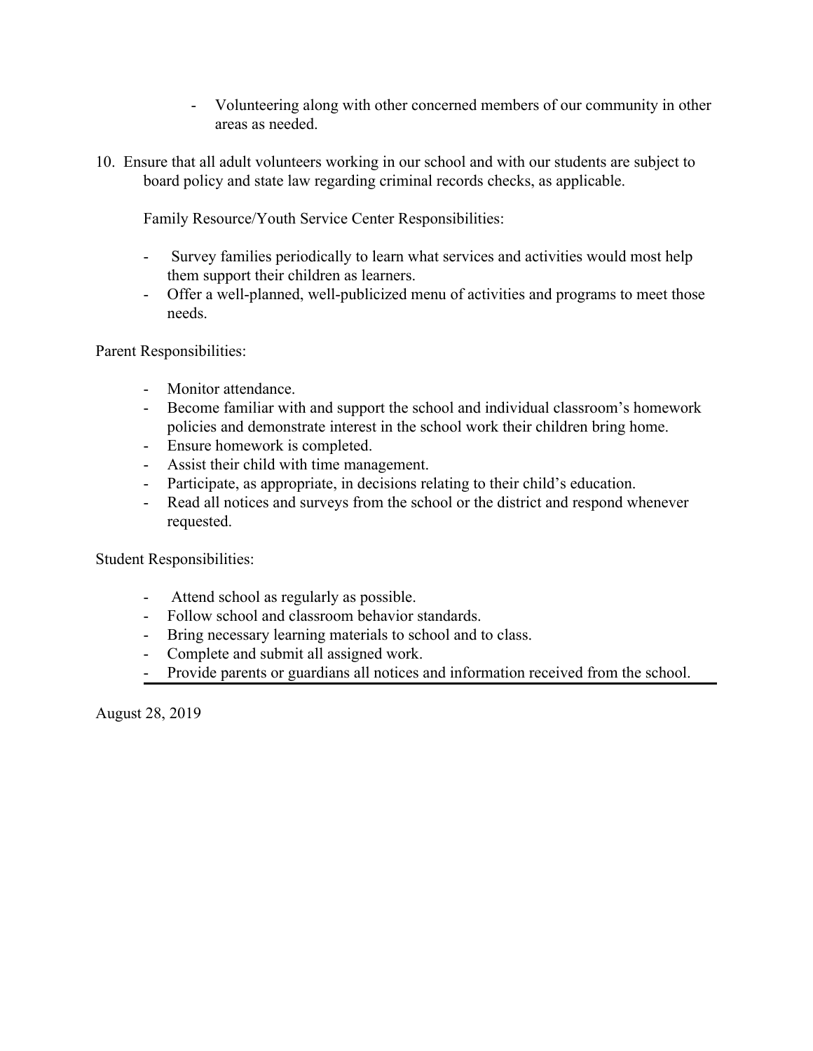- Volunteering along with other concerned members of our community in other areas as needed.

10. Ensure that all adult volunteers working in our school and with our students are subject to board policy and state law regarding criminal records checks, as applicable.

    Family Resource/Youth Service Center Responsibilities:

    - Survey families periodically to learn what services and activities would most help them support their children as learners.
    - Offer a well-planned, well-publicized menu of activities and programs to meet those needs.

Parent Responsibilities:

- Monitor attendance.
- Become familiar with and support the school and individual classroom's homework policies and demonstrate interest in the school work their children bring home.
- Ensure homework is completed.
- Assist their child with time management.
- Participate, as appropriate, in decisions relating to their child's education.
- Read all notices and surveys from the school or the district and respond whenever requested.

Student Responsibilities:

- Attend school as regularly as possible.
- Follow school and classroom behavior standards.
- Bring necessary learning materials to school and to class.
- Complete and submit all assigned work.
- Provide parents or guardians all notices and information received from the school.

---

August 28, 2019